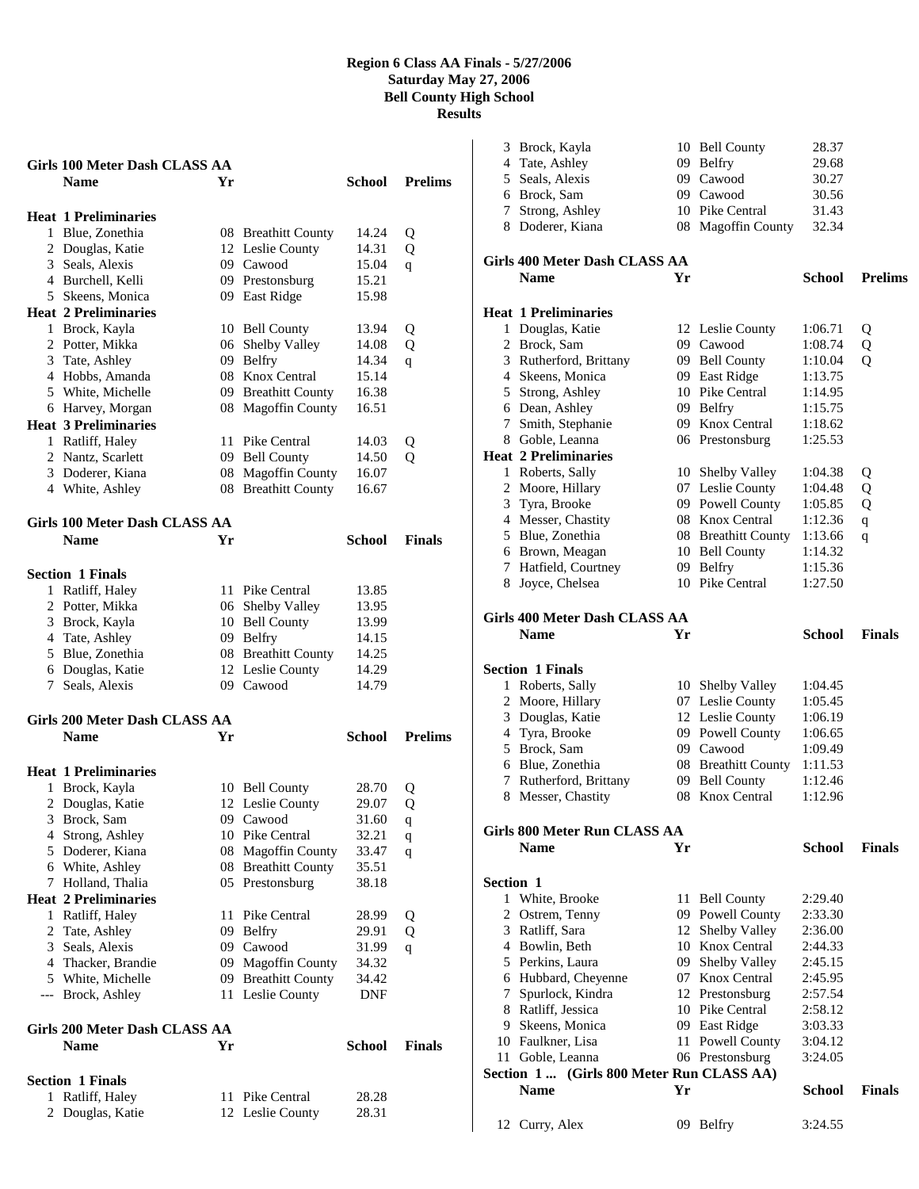# Region 6 Class AA Finals - 5/27/2006
## Saturday May 27, 2006
## Bell County High School
## Results

### Girls 100 Meter Dash CLASS AA

| | Name | Yr | School | Prelims | |
|---|---|---|---|---|---|
| **Heat 1 Preliminaries** | | | | | |
| 1 | Blue, Zonethia | 08 | Breathitt County | 14.24 | Q |
| 2 | Douglas, Katie | 12 | Leslie County | 14.31 | Q |
| 3 | Seals, Alexis | 09 | Cawood | 15.04 | q |
| 4 | Burchell, Kelli | 09 | Prestonsburg | 15.21 | |
| 5 | Skeens, Monica | 09 | East Ridge | 15.98 | |
| **Heat 2 Preliminaries** | | | | | |
| 1 | Brock, Kayla | 10 | Bell County | 13.94 | Q |
| 2 | Potter, Mikka | 06 | Shelby Valley | 14.08 | Q |
| 3 | Tate, Ashley | 09 | Belfry | 14.34 | q |
| 4 | Hobbs, Amanda | 08 | Knox Central | 15.14 | |
| 5 | White, Michelle | 09 | Breathitt County | 16.38 | |
| 6 | Harvey, Morgan | 08 | Magoffin County | 16.51 | |
| **Heat 3 Preliminaries** | | | | | |
| 1 | Ratliff, Haley | 11 | Pike Central | 14.03 | Q |
| 2 | Nantz, Scarlett | 09 | Bell County | 14.50 | Q |
| 3 | Doderer, Kiana | 08 | Magoffin County | 16.07 | |
| 4 | White, Ashley | 08 | Breathitt County | 16.67 | |

### Girls 100 Meter Dash CLASS AA

| | Name | Yr | School | Finals |
|---|---|---|---|---|
| **Section 1 Finals** | | | | |
| 1 | Ratliff, Haley | 11 | Pike Central | 13.85 |
| 2 | Potter, Mikka | 06 | Shelby Valley | 13.95 |
| 3 | Brock, Kayla | 10 | Bell County | 13.99 |
| 4 | Tate, Ashley | 09 | Belfry | 14.15 |
| 5 | Blue, Zonethia | 08 | Breathitt County | 14.25 |
| 6 | Douglas, Katie | 12 | Leslie County | 14.29 |
| 7 | Seals, Alexis | 09 | Cawood | 14.79 |

### Girls 200 Meter Dash CLASS AA

| | Name | Yr | School | Prelims | |
|---|---|---|---|---|---|
| **Heat 1 Preliminaries** | | | | | |
| 1 | Brock, Kayla | 10 | Bell County | 28.70 | Q |
| 2 | Douglas, Katie | 12 | Leslie County | 29.07 | Q |
| 3 | Brock, Sam | 09 | Cawood | 31.60 | q |
| 4 | Strong, Ashley | 10 | Pike Central | 32.21 | q |
| 5 | Doderer, Kiana | 08 | Magoffin County | 33.47 | q |
| 6 | White, Ashley | 08 | Breathitt County | 35.51 | |
| 7 | Holland, Thalia | 05 | Prestonsburg | 38.18 | |
| **Heat 2 Preliminaries** | | | | | |
| 1 | Ratliff, Haley | 11 | Pike Central | 28.99 | Q |
| 2 | Tate, Ashley | 09 | Belfry | 29.91 | Q |
| 3 | Seals, Alexis | 09 | Cawood | 31.99 | q |
| 4 | Thacker, Brandie | 09 | Magoffin County | 34.32 | |
| 5 | White, Michelle | 09 | Breathitt County | 34.42 | |
| --- | Brock, Ashley | 11 | Leslie County | DNF | |

### Girls 200 Meter Dash CLASS AA

| | Name | Yr | School | Finals |
|---|---|---|---|---|
| **Section 1 Finals** | | | | |
| 1 | Ratliff, Haley | 11 | Pike Central | 28.28 |
| 2 | Douglas, Katie | 12 | Leslie County | 28.31 |
| 3 | Brock, Kayla | 10 | Bell County | 28.37 |
| 4 | Tate, Ashley | 09 | Belfry | 29.68 |
| 5 | Seals, Alexis | 09 | Cawood | 30.27 |
| 6 | Brock, Sam | 09 | Cawood | 30.56 |
| 7 | Strong, Ashley | 10 | Pike Central | 31.43 |
| 8 | Doderer, Kiana | 08 | Magoffin County | 32.34 |

### Girls 400 Meter Dash CLASS AA

| | Name | Yr | School | Prelims | |
|---|---|---|---|---|---|
| **Heat 1 Preliminaries** | | | | | |
| 1 | Douglas, Katie | 12 | Leslie County | 1:06.71 | Q |
| 2 | Brock, Sam | 09 | Cawood | 1:08.74 | Q |
| 3 | Rutherford, Brittany | 09 | Bell County | 1:10.04 | Q |
| 4 | Skeens, Monica | 09 | East Ridge | 1:13.75 | |
| 5 | Strong, Ashley | 10 | Pike Central | 1:14.95 | |
| 6 | Dean, Ashley | 09 | Belfry | 1:15.75 | |
| 7 | Smith, Stephanie | 09 | Knox Central | 1:18.62 | |
| 8 | Goble, Leanna | 06 | Prestonsburg | 1:25.53 | |
| **Heat 2 Preliminaries** | | | | | |
| 1 | Roberts, Sally | 10 | Shelby Valley | 1:04.38 | Q |
| 2 | Moore, Hillary | 07 | Leslie County | 1:04.48 | Q |
| 3 | Tyra, Brooke | 09 | Powell County | 1:05.85 | Q |
| 4 | Messer, Chastity | 08 | Knox Central | 1:12.36 | q |
| 5 | Blue, Zonethia | 08 | Breathitt County | 1:13.66 | q |
| 6 | Brown, Meagan | 10 | Bell County | 1:14.32 | |
| 7 | Hatfield, Courtney | 09 | Belfry | 1:15.36 | |
| 8 | Joyce, Chelsea | 10 | Pike Central | 1:27.50 | |

### Girls 400 Meter Dash CLASS AA

| | Name | Yr | School | Finals |
|---|---|---|---|---|
| **Section 1 Finals** | | | | |
| 1 | Roberts, Sally | 10 | Shelby Valley | 1:04.45 |
| 2 | Moore, Hillary | 07 | Leslie County | 1:05.45 |
| 3 | Douglas, Katie | 12 | Leslie County | 1:06.19 |
| 4 | Tyra, Brooke | 09 | Powell County | 1:06.65 |
| 5 | Brock, Sam | 09 | Cawood | 1:09.49 |
| 6 | Blue, Zonethia | 08 | Breathitt County | 1:11.53 |
| 7 | Rutherford, Brittany | 09 | Bell County | 1:12.46 |
| 8 | Messer, Chastity | 08 | Knox Central | 1:12.96 |

### Girls 800 Meter Run CLASS AA

| | Name | Yr | School | Finals |
|---|---|---|---|---|
| **Section 1** | | | | |
| 1 | White, Brooke | 11 | Bell County | 2:29.40 |
| 2 | Ostrem, Tenny | 09 | Powell County | 2:33.30 |
| 3 | Ratliff, Sara | 12 | Shelby Valley | 2:36.00 |
| 4 | Bowlin, Beth | 10 | Knox Central | 2:44.33 |
| 5 | Perkins, Laura | 09 | Shelby Valley | 2:45.15 |
| 6 | Hubbard, Cheyenne | 07 | Knox Central | 2:45.95 |
| 7 | Spurlock, Kindra | 12 | Prestonsburg | 2:57.54 |
| 8 | Ratliff, Jessica | 10 | Pike Central | 2:58.12 |
| 9 | Skeens, Monica | 09 | East Ridge | 3:03.33 |
| 10 | Faulkner, Lisa | 11 | Powell County | 3:04.12 |
| 11 | Goble, Leanna | 06 | Prestonsburg | 3:24.05 |
| **Section 1 ... (Girls 800 Meter Run CLASS AA)** | | | | |
| 12 | Curry, Alex | 09 | Belfry | 3:24.55 |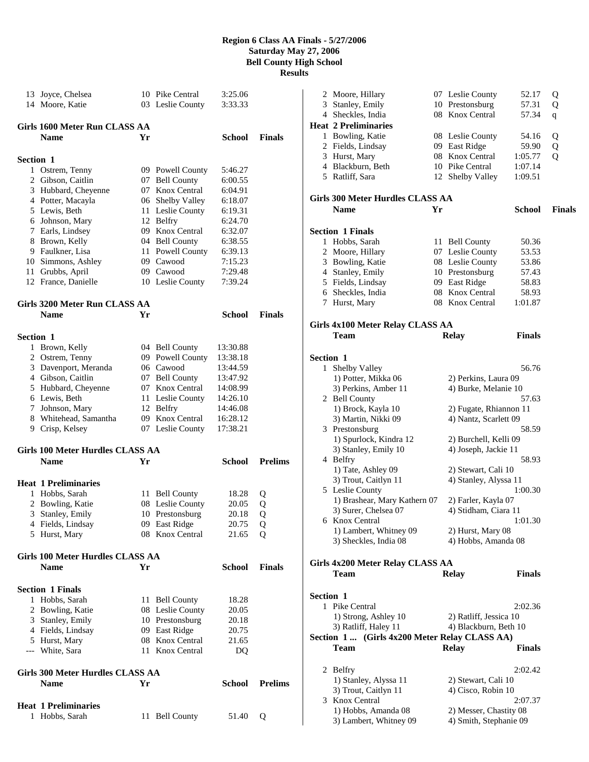# Region 6 Class AA Finals - 5/27/2006
## Saturday May 27, 2006
## Bell County High School
## Results

| | Name | Yr | School | Finals |
|---|---|---|---|---|
| 13 | Joyce, Chelsea | 10 | Pike Central | 3:25.06 |
| 14 | Moore, Katie | 03 | Leslie County | 3:33.33 |

### Girls 1600 Meter Run CLASS AA

**Section 1**

| | Name | Yr | School | Finals |
|---|---|---|---|---|
| 1 | Ostrem, Tenny | 09 | Powell County | 5:46.27 |
| 2 | Gibson, Caitlin | 07 | Bell County | 6:00.55 |
| 3 | Hubbard, Cheyenne | 07 | Knox Central | 6:04.91 |
| 4 | Potter, Macayla | 06 | Shelby Valley | 6:18.07 |
| 5 | Lewis, Beth | 11 | Leslie County | 6:19.31 |
| 6 | Johnson, Mary | 12 | Belfry | 6:24.70 |
| 7 | Earls, Lindsey | 09 | Knox Central | 6:32.07 |
| 8 | Brown, Kelly | 04 | Bell County | 6:38.55 |
| 9 | Faulkner, Lisa | 11 | Powell County | 6:39.13 |
| 10 | Simmons, Ashley | 09 | Cawood | 7:15.23 |
| 11 | Grubbs, April | 09 | Cawood | 7:29.48 |
| 12 | France, Danielle | 10 | Leslie County | 7:39.24 |

### Girls 3200 Meter Run CLASS AA

**Section 1**

| | Name | Yr | School | Finals |
|---|---|---|---|---|
| 1 | Brown, Kelly | 04 | Bell County | 13:30.88 |
| 2 | Ostrem, Tenny | 09 | Powell County | 13:38.18 |
| 3 | Davenport, Meranda | 06 | Cawood | 13:44.59 |
| 4 | Gibson, Caitlin | 07 | Bell County | 13:47.92 |
| 5 | Hubbard, Cheyenne | 07 | Knox Central | 14:08.99 |
| 6 | Lewis, Beth | 11 | Leslie County | 14:26.10 |
| 7 | Johnson, Mary | 12 | Belfry | 14:46.08 |
| 8 | Whitehead, Samantha | 09 | Knox Central | 16:28.12 |
| 9 | Crisp, Kelsey | 07 | Leslie County | 17:38.21 |

### Girls 100 Meter Hurdles CLASS AA

**Heat 1 Preliminaries**

| | Name | Yr | School | Prelims | |
|---|---|---|---|---|---|
| 1 | Hobbs, Sarah | 11 | Bell County | 18.28 | Q |
| 2 | Bowling, Katie | 08 | Leslie County | 20.05 | Q |
| 3 | Stanley, Emily | 10 | Prestonsburg | 20.18 | Q |
| 4 | Fields, Lindsay | 09 | East Ridge | 20.75 | Q |
| 5 | Hurst, Mary | 08 | Knox Central | 21.65 | Q |

### Girls 100 Meter Hurdles CLASS AA

**Section 1 Finals**

| | Name | Yr | School | Finals |
|---|---|---|---|---|
| 1 | Hobbs, Sarah | 11 | Bell County | 18.28 |
| 2 | Bowling, Katie | 08 | Leslie County | 20.05 |
| 3 | Stanley, Emily | 10 | Prestonsburg | 20.18 |
| 4 | Fields, Lindsay | 09 | East Ridge | 20.75 |
| 5 | Hurst, Mary | 08 | Knox Central | 21.65 |
| --- | White, Sara | 11 | Knox Central | DQ |

### Girls 300 Meter Hurdles CLASS AA

**Heat 1 Preliminaries**

| | Name | Yr | School | Prelims | |
|---|---|---|---|---|---|
| 1 | Hobbs, Sarah | 11 | Bell County | 51.40 | Q |
| 2 | Moore, Hillary | 07 | Leslie County | 52.17 | Q |
| 3 | Stanley, Emily | 10 | Prestonsburg | 57.31 | Q |
| 4 | Sheckles, India | 08 | Knox Central | 57.34 | q |

**Heat 2 Preliminaries**

| | Name | Yr | School | Prelims | |
|---|---|---|---|---|---|
| 1 | Bowling, Katie | 08 | Leslie County | 54.16 | Q |
| 2 | Fields, Lindsay | 09 | East Ridge | 59.90 | Q |
| 3 | Hurst, Mary | 08 | Knox Central | 1:05.77 | Q |
| 4 | Blackburn, Beth | 10 | Pike Central | 1:07.14 | |
| 5 | Ratliff, Sara | 12 | Shelby Valley | 1:09.51 | |

### Girls 300 Meter Hurdles CLASS AA

**Section 1 Finals**

| | Name | Yr | School | Finals |
|---|---|---|---|---|
| 1 | Hobbs, Sarah | 11 | Bell County | 50.36 |
| 2 | Moore, Hillary | 07 | Leslie County | 53.53 |
| 3 | Bowling, Katie | 08 | Leslie County | 53.86 |
| 4 | Stanley, Emily | 10 | Prestonsburg | 57.43 |
| 5 | Fields, Lindsay | 09 | East Ridge | 58.83 |
| 6 | Sheckles, India | 08 | Knox Central | 58.93 |
| 7 | Hurst, Mary | 08 | Knox Central | 1:01.87 |

### Girls 4x100 Meter Relay CLASS AA

**Section 1**

| | Team | Relay | Finals |
|---|---|---|---|
| 1 | Shelby Valley | | 56.76 |
| | 1) Potter, Mikka 06 | 2) Perkins, Laura 09 | |
| | 3) Perkins, Amber 11 | 4) Burke, Melanie 10 | |
| 2 | Bell County | | 57.63 |
| | 1) Brock, Kayla 10 | 2) Fugate, Rhiannon 11 | |
| | 3) Martin, Nikki 09 | 4) Nantz, Scarlett 09 | |
| 3 | Prestonsburg | | 58.59 |
| | 1) Spurlock, Kindra 12 | 2) Burchell, Kelli 09 | |
| | 3) Stanley, Emily 10 | 4) Joseph, Jackie 11 | |
| 4 | Belfry | | 58.93 |
| | 1) Tate, Ashley 09 | 2) Stewart, Cali 10 | |
| | 3) Trout, Caitlyn 11 | 4) Stanley, Alyssa 11 | |
| 5 | Leslie County | | 1:00.30 |
| | 1) Brashear, Mary Kathern 07 | 2) Farler, Kayla 07 | |
| | 3) Surer, Chelsea 07 | 4) Stidham, Ciara 11 | |
| 6 | Knox Central | | 1:01.30 |
| | 1) Lambert, Whitney 09 | 2) Hurst, Mary 08 | |
| | 3) Sheckles, India 08 | 4) Hobbs, Amanda 08 | |

### Girls 4x200 Meter Relay CLASS AA

**Section 1**

| | Team | Relay | Finals |
|---|---|---|---|
| 1 | Pike Central | | 2:02.36 |
| | 1) Strong, Ashley 10 | 2) Ratliff, Jessica 10 | |
| | 3) Ratliff, Haley 11 | 4) Blackburn, Beth 10 | |
| 2 | Belfry | | 2:02.42 |
| | 1) Stanley, Alyssa 11 | 2) Stewart, Cali 10 | |
| | 3) Trout, Caitlyn 11 | 4) Cisco, Robin 10 | |
| 3 | Knox Central | | 2:07.37 |
| | 1) Hobbs, Amanda 08 | 2) Messer, Chastity 08 | |
| | 3) Lambert, Whitney 09 | 4) Smith, Stephanie 09 | |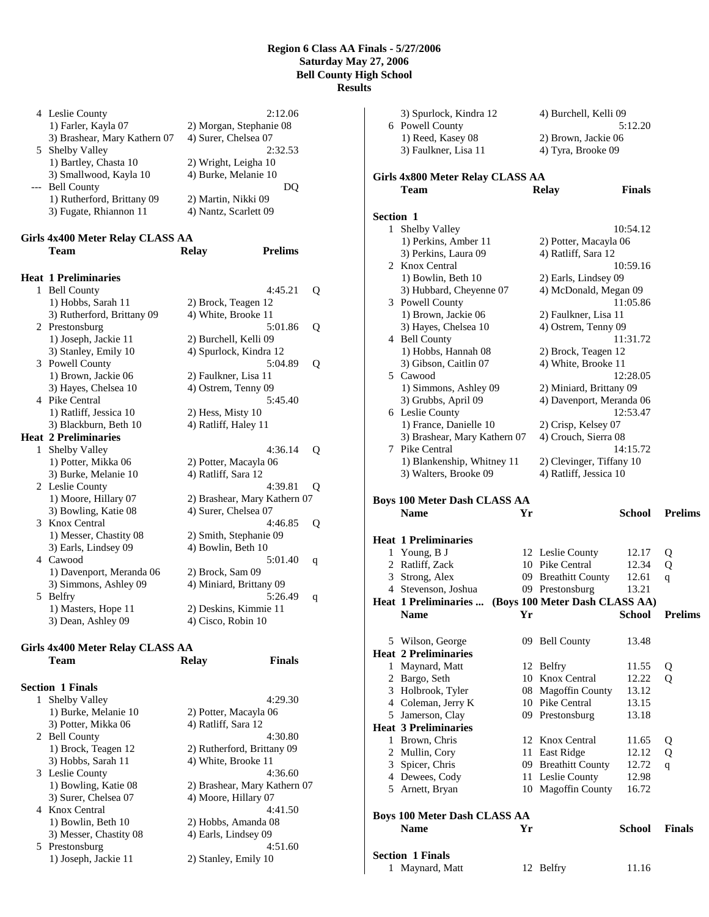# Region 6 Class AA Finals - 5/27/2006
## Saturday May 27, 2006
## Bell County High School
## Results

| | Team | Relay | |
|---|---|---|---|
| 4 | Leslie County | | 2:12.06 |
| | 1) Farler, Kayla 07 | 2) Morgan, Stephanie 08 | |
| | 3) Brashear, Mary Kathern 07 | 4) Surer, Chelsea 07 | |
| 5 | Shelby Valley | | 2:32.53 |
| | 1) Bartley, Chasta 10 | 2) Wright, Leigha 10 | |
| | 3) Smallwood, Kayla 10 | 4) Burke, Melanie 10 | |
| --- | Bell County | | DQ |
| | 1) Rutherford, Brittany 09 | 2) Martin, Nikki 09 | |
| | 3) Fugate, Rhiannon 11 | 4) Nantz, Scarlett 09 | |

### Girls 4x400 Meter Relay CLASS AA

| | Team | Relay | Prelims | |
|---|---|---|---|---|
| **Heat 1 Preliminaries** | | | | |
| 1 | Bell County | | 4:45.21 | Q |
| | 1) Hobbs, Sarah 11 | 2) Brock, Teagen 12 | | |
| | 3) Rutherford, Brittany 09 | 4) White, Brooke 11 | | |
| 2 | Prestonsburg | | 5:01.86 | Q |
| | 1) Joseph, Jackie 11 | 2) Burchell, Kelli 09 | | |
| | 3) Stanley, Emily 10 | 4) Spurlock, Kindra 12 | | |
| 3 | Powell County | | 5:04.89 | Q |
| | 1) Brown, Jackie 06 | 2) Faulkner, Lisa 11 | | |
| | 3) Hayes, Chelsea 10 | 4) Ostrem, Tenny 09 | | |
| 4 | Pike Central | | 5:45.40 | |
| | 1) Ratliff, Jessica 10 | 2) Hess, Misty 10 | | |
| | 3) Blackburn, Beth 10 | 4) Ratliff, Haley 11 | | |
| **Heat 2 Preliminaries** | | | | |
| 1 | Shelby Valley | | 4:36.14 | Q |
| | 1) Potter, Mikka 06 | 2) Potter, Macayla 06 | | |
| | 3) Burke, Melanie 10 | 4) Ratliff, Sara 12 | | |
| 2 | Leslie County | | 4:39.81 | Q |
| | 1) Moore, Hillary 07 | 2) Brashear, Mary Kathern 07 | | |
| | 3) Bowling, Katie 08 | 4) Surer, Chelsea 07 | | |
| 3 | Knox Central | | 4:46.85 | Q |
| | 1) Messer, Chastity 08 | 2) Smith, Stephanie 09 | | |
| | 3) Earls, Lindsey 09 | 4) Bowlin, Beth 10 | | |
| 4 | Cawood | | 5:01.40 | q |
| | 1) Davenport, Meranda 06 | 2) Brock, Sam 09 | | |
| | 3) Simmons, Ashley 09 | 4) Miniard, Brittany 09 | | |
| 5 | Belfry | | 5:26.49 | q |
| | 1) Masters, Hope 11 | 2) Deskins, Kimmie 11 | | |
| | 3) Dean, Ashley 09 | 4) Cisco, Robin 10 | | |

### Girls 4x400 Meter Relay CLASS AA

| | Team | Relay | Finals |
|---|---|---|---|
| **Section 1 Finals** | | | |
| 1 | Shelby Valley | | 4:29.30 |
| | 1) Burke, Melanie 10 | 2) Potter, Macayla 06 | |
| | 3) Potter, Mikka 06 | 4) Ratliff, Sara 12 | |
| 2 | Bell County | | 4:30.80 |
| | 1) Brock, Teagen 12 | 2) Rutherford, Brittany 09 | |
| | 3) Hobbs, Sarah 11 | 4) White, Brooke 11 | |
| 3 | Leslie County | | 4:36.60 |
| | 1) Bowling, Katie 08 | 2) Brashear, Mary Kathern 07 | |
| | 3) Surer, Chelsea 07 | 4) Moore, Hillary 07 | |
| 4 | Knox Central | | 4:41.50 |
| | 1) Bowlin, Beth 10 | 2) Hobbs, Amanda 08 | |
| | 3) Messer, Chastity 08 | 4) Earls, Lindsey 09 | |
| 5 | Prestonsburg | | 4:51.60 |
| | 1) Joseph, Jackie 11 | 2) Stanley, Emily 10 | |
| | 3) Spurlock, Kindra 12 | 4) Burchell, Kelli 09 | |
| 6 | Powell County | | 5:12.20 |
| | 1) Reed, Kasey 08 | 2) Brown, Jackie 06 | |
| | 3) Faulkner, Lisa 11 | 4) Tyra, Brooke 09 | |

### Girls 4x800 Meter Relay CLASS AA

| | Team | Relay | Finals |
|---|---|---|---|
| **Section 1** | | | |
| 1 | Shelby Valley | | 10:54.12 |
| | 1) Perkins, Amber 11 | 2) Potter, Macayla 06 | |
| | 3) Perkins, Laura 09 | 4) Ratliff, Sara 12 | |
| 2 | Knox Central | | 10:59.16 |
| | 1) Bowlin, Beth 10 | 2) Earls, Lindsey 09 | |
| | 3) Hubbard, Cheyenne 07 | 4) McDonald, Megan 09 | |
| 3 | Powell County | | 11:05.86 |
| | 1) Brown, Jackie 06 | 2) Faulkner, Lisa 11 | |
| | 3) Hayes, Chelsea 10 | 4) Ostrem, Tenny 09 | |
| 4 | Bell County | | 11:31.72 |
| | 1) Hobbs, Hannah 08 | 2) Brock, Teagen 12 | |
| | 3) Gibson, Caitlin 07 | 4) White, Brooke 11 | |
| 5 | Cawood | | 12:28.05 |
| | 1) Simmons, Ashley 09 | 2) Miniard, Brittany 09 | |
| | 3) Grubbs, April 09 | 4) Davenport, Meranda 06 | |
| 6 | Leslie County | | 12:53.47 |
| | 1) France, Danielle 10 | 2) Crisp, Kelsey 07 | |
| | 3) Brashear, Mary Kathern 07 | 4) Crouch, Sierra 08 | |
| 7 | Pike Central | | 14:15.72 |
| | 1) Blankenship, Whitney 11 | 2) Clevinger, Tiffany 10 | |
| | 3) Walters, Brooke 09 | 4) Ratliff, Jessica 10 | |

### Boys 100 Meter Dash CLASS AA

| | Name | Yr | School | Prelims | |
|---|---|---|---|---|---|
| **Heat 1 Preliminaries** | | | | | |
| 1 | Young, B J | 12 | Leslie County | 12.17 | Q |
| 2 | Ratliff, Zack | 10 | Pike Central | 12.34 | Q |
| 3 | Strong, Alex | 09 | Breathitt County | 12.61 | q |
| 4 | Stevenson, Joshua | 09 | Prestonsburg | 13.21 | |
| 5 | Wilson, George | 09 | Bell County | 13.48 | |
| **Heat 2 Preliminaries** | | | | | |
| 1 | Maynard, Matt | 12 | Belfry | 11.55 | Q |
| 2 | Bargo, Seth | 10 | Knox Central | 12.22 | Q |
| 3 | Holbrook, Tyler | 08 | Magoffin County | 13.12 | |
| 4 | Coleman, Jerry K | 10 | Pike Central | 13.15 | |
| 5 | Jamerson, Clay | 09 | Prestonsburg | 13.18 | |
| **Heat 3 Preliminaries** | | | | | |
| 1 | Brown, Chris | 12 | Knox Central | 11.65 | Q |
| 2 | Mullin, Cory | 11 | East Ridge | 12.12 | Q |
| 3 | Spicer, Chris | 09 | Breathitt County | 12.72 | q |
| 4 | Dewees, Cody | 11 | Leslie County | 12.98 | |
| 5 | Arnett, Bryan | 10 | Magoffin County | 16.72 | |

### Boys 100 Meter Dash CLASS AA

| | Name | Yr | School | Finals |
|---|---|---|---|---|
| **Section 1 Finals** | | | | |
| 1 | Maynard, Matt | 12 | Belfry | 11.16 |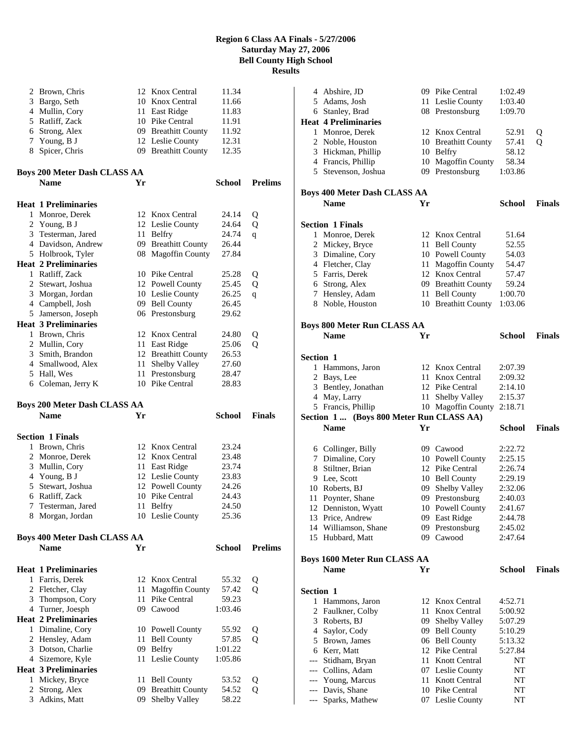# Region 6 Class AA Finals - 5/27/2006
## Saturday May 27, 2006
## Bell County High School
## Results

| Place | Name | Yr | School | Time |
|---|---|---|---|---|
| 2 | Brown, Chris | 12 | Knox Central | 11.34 |
| 3 | Bargo, Seth | 10 | Knox Central | 11.66 |
| 4 | Mullin, Cory | 11 | East Ridge | 11.83 |
| 5 | Ratliff, Zack | 10 | Pike Central | 11.91 |
| 6 | Strong, Alex | 09 | Breathitt County | 11.92 |
| 7 | Young, B J | 12 | Leslie County | 12.31 |
| 8 | Spicer, Chris | 09 | Breathitt County | 12.35 |

### Boys 200 Meter Dash CLASS AA

| | Name | Yr | School | Prelims | |
|---|---|---|---|---|---|
| **Heat 1 Preliminaries** | | | | | |
| 1 | Monroe, Derek | 12 | Knox Central | 24.14 | Q |
| 2 | Young, B J | 12 | Leslie County | 24.64 | Q |
| 3 | Testerman, Jared | 11 | Belfry | 24.74 | q |
| 4 | Davidson, Andrew | 09 | Breathitt County | 26.44 | |
| 5 | Holbrook, Tyler | 08 | Magoffin County | 27.84 | |
| **Heat 2 Preliminaries** | | | | | |
| 1 | Ratliff, Zack | 10 | Pike Central | 25.28 | Q |
| 2 | Stewart, Joshua | 12 | Powell County | 25.45 | Q |
| 3 | Morgan, Jordan | 10 | Leslie County | 26.25 | q |
| 4 | Campbell, Josh | 09 | Bell County | 26.45 | |
| 5 | Jamerson, Joseph | 06 | Prestonsburg | 29.62 | |
| **Heat 3 Preliminaries** | | | | | |
| 1 | Brown, Chris | 12 | Knox Central | 24.80 | Q |
| 2 | Mullin, Cory | 11 | East Ridge | 25.06 | Q |
| 3 | Smith, Brandon | 12 | Breathitt County | 26.53 | |
| 4 | Smallwood, Alex | 11 | Shelby Valley | 27.60 | |
| 5 | Hall, Wes | 11 | Prestonsburg | 28.47 | |
| 6 | Coleman, Jerry K | 10 | Pike Central | 28.83 | |

### Boys 200 Meter Dash CLASS AA

| | Name | Yr | School | Finals |
|---|---|---|---|---|
| **Section 1 Finals** | | | | |
| 1 | Brown, Chris | 12 | Knox Central | 23.24 |
| 2 | Monroe, Derek | 12 | Knox Central | 23.48 |
| 3 | Mullin, Cory | 11 | East Ridge | 23.74 |
| 4 | Young, B J | 12 | Leslie County | 23.83 |
| 5 | Stewart, Joshua | 12 | Powell County | 24.26 |
| 6 | Ratliff, Zack | 10 | Pike Central | 24.43 |
| 7 | Testerman, Jared | 11 | Belfry | 24.50 |
| 8 | Morgan, Jordan | 10 | Leslie County | 25.36 |

### Boys 400 Meter Dash CLASS AA

| | Name | Yr | School | Prelims | |
|---|---|---|---|---|---|
| **Heat 1 Preliminaries** | | | | | |
| 1 | Farris, Derek | 12 | Knox Central | 55.32 | Q |
| 2 | Fletcher, Clay | 11 | Magoffin County | 57.42 | Q |
| 3 | Thompson, Cory | 11 | Pike Central | 59.23 | |
| 4 | Turner, Joesph | 09 | Cawood | 1:03.46 | |
| **Heat 2 Preliminaries** | | | | | |
| 1 | Dimaline, Cory | 10 | Powell County | 55.92 | Q |
| 2 | Hensley, Adam | 11 | Bell County | 57.85 | Q |
| 3 | Dotson, Charlie | 09 | Belfry | 1:01.22 | |
| 4 | Sizemore, Kyle | 11 | Leslie County | 1:05.86 | |
| **Heat 3 Preliminaries** | | | | | |
| 1 | Mickey, Bryce | 11 | Bell County | 53.52 | Q |
| 2 | Strong, Alex | 09 | Breathitt County | 54.52 | Q |
| 3 | Adkins, Matt | 09 | Shelby Valley | 58.22 | |
| 4 | Abshire, JD | 09 | Pike Central | 1:02.49 | |
| 5 | Adams, Josh | 11 | Leslie County | 1:03.40 | |
| 6 | Stanley, Brad | 08 | Prestonsburg | 1:09.70 | |
| **Heat 4 Preliminaries** | | | | | |
| 1 | Monroe, Derek | 12 | Knox Central | 52.91 | Q |
| 2 | Noble, Houston | 10 | Breathitt County | 57.41 | Q |
| 3 | Hickman, Phillip | 10 | Belfry | 58.12 | |
| 4 | Francis, Phillip | 10 | Magoffin County | 58.34 | |
| 5 | Stevenson, Joshua | 09 | Prestonsburg | 1:03.86 | |

### Boys 400 Meter Dash CLASS AA

| | Name | Yr | School | Finals |
|---|---|---|---|---|
| **Section 1 Finals** | | | | |
| 1 | Monroe, Derek | 12 | Knox Central | 51.64 |
| 2 | Mickey, Bryce | 11 | Bell County | 52.55 |
| 3 | Dimaline, Cory | 10 | Powell County | 54.03 |
| 4 | Fletcher, Clay | 11 | Magoffin County | 54.47 |
| 5 | Farris, Derek | 12 | Knox Central | 57.47 |
| 6 | Strong, Alex | 09 | Breathitt County | 59.24 |
| 7 | Hensley, Adam | 11 | Bell County | 1:00.70 |
| 8 | Noble, Houston | 10 | Breathitt County | 1:03.06 |

### Boys 800 Meter Run CLASS AA

| | Name | Yr | School | Finals |
|---|---|---|---|---|
| **Section 1** | | | | |
| 1 | Hammons, Jaron | 12 | Knox Central | 2:07.39 |
| 2 | Bays, Lee | 11 | Knox Central | 2:09.32 |
| 3 | Bentley, Jonathan | 12 | Pike Central | 2:14.10 |
| 4 | May, Larry | 11 | Shelby Valley | 2:15.37 |
| 5 | Francis, Phillip | 10 | Magoffin County | 2:18.71 |
| 6 | Collinger, Billy | 09 | Cawood | 2:22.72 |
| 7 | Dimaline, Cory | 10 | Powell County | 2:25.15 |
| 8 | Stiltner, Brian | 12 | Pike Central | 2:26.74 |
| 9 | Lee, Scott | 10 | Bell County | 2:29.19 |
| 10 | Roberts, BJ | 09 | Shelby Valley | 2:32.06 |
| 11 | Poynter, Shane | 09 | Prestonsburg | 2:40.03 |
| 12 | Denniston, Wyatt | 10 | Powell County | 2:41.67 |
| 13 | Price, Andrew | 09 | East Ridge | 2:44.78 |
| 14 | Williamson, Shane | 09 | Prestonsburg | 2:45.02 |
| 15 | Hubbard, Matt | 09 | Cawood | 2:47.64 |

### Boys 1600 Meter Run CLASS AA

| | Name | Yr | School | Finals |
|---|---|---|---|---|
| **Section 1** | | | | |
| 1 | Hammons, Jaron | 12 | Knox Central | 4:52.71 |
| 2 | Faulkner, Colby | 11 | Knox Central | 5:00.92 |
| 3 | Roberts, BJ | 09 | Shelby Valley | 5:07.29 |
| 4 | Saylor, Cody | 09 | Bell County | 5:10.29 |
| 5 | Brown, James | 06 | Bell County | 5:13.32 |
| 6 | Kerr, Matt | 12 | Pike Central | 5:27.84 |
| --- | Stidham, Bryan | 11 | Knott Central | NT |
| --- | Collins, Adam | 07 | Leslie County | NT |
| --- | Young, Marcus | 11 | Knott Central | NT |
| --- | Davis, Shane | 10 | Pike Central | NT |
| --- | Sparks, Mathew | 07 | Leslie County | NT |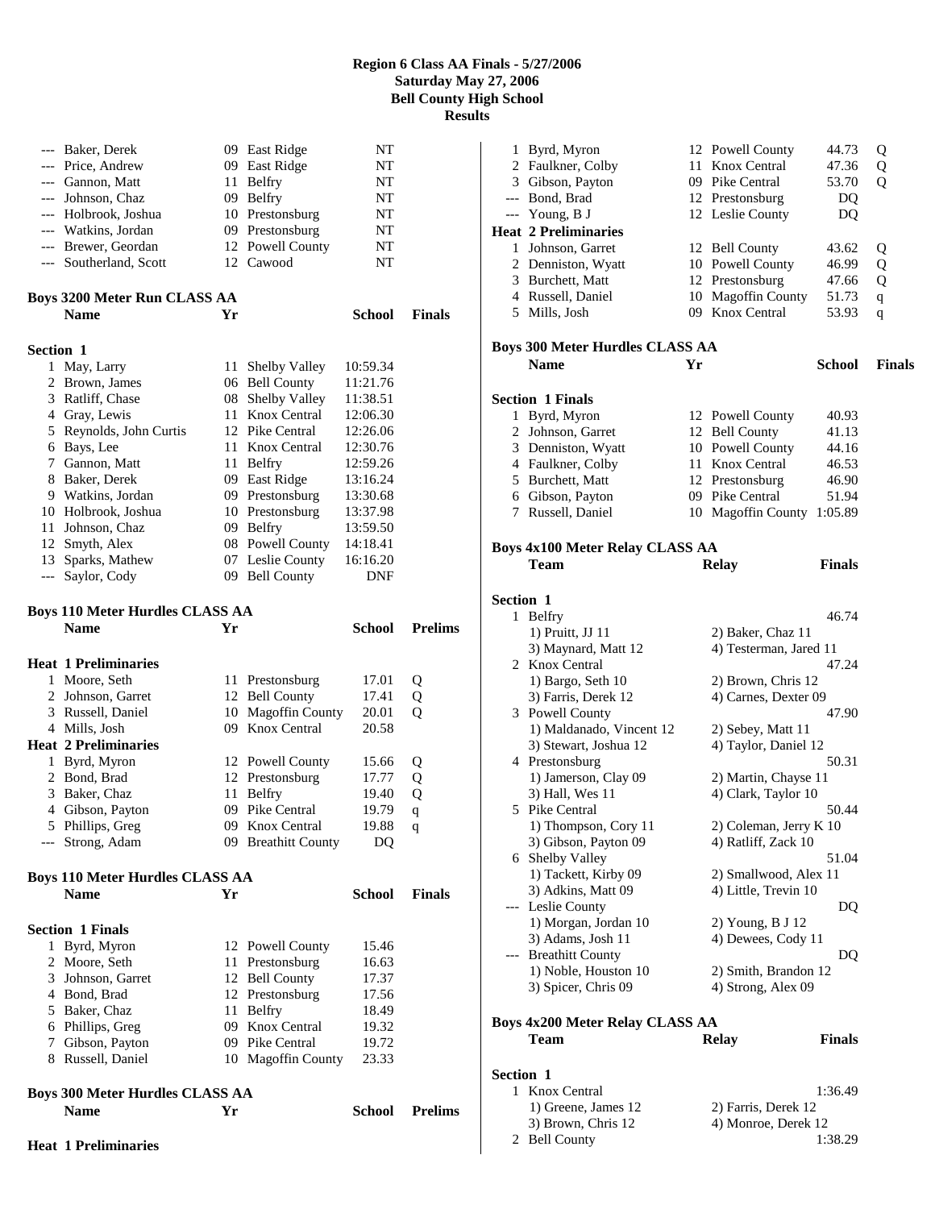# Region 6 Class AA Finals - 5/27/2006
**Saturday May 27, 2006**
**Bell County High School**
**Results**

| | Name | Yr | School | Mark |
|---|---|---|---|---|
| --- | Baker, Derek | 09 | East Ridge | NT |
| --- | Price, Andrew | 09 | East Ridge | NT |
| --- | Gannon, Matt | 11 | Belfry | NT |
| --- | Johnson, Chaz | 09 | Belfry | NT |
| --- | Holbrook, Joshua | 10 | Prestonsburg | NT |
| --- | Watkins, Jordan | 09 | Prestonsburg | NT |
| --- | Brewer, Geordan | 12 | Powell County | NT |
| --- | Southerland, Scott | 12 | Cawood | NT |

## Boys 3200 Meter Run CLASS AA

| | Name | Yr | School | Finals |
|---|---|---|---|---|
| **Section 1** | | | | |
| 1 | May, Larry | 11 | Shelby Valley | 10:59.34 |
| 2 | Brown, James | 06 | Bell County | 11:21.76 |
| 3 | Ratliff, Chase | 08 | Shelby Valley | 11:38.51 |
| 4 | Gray, Lewis | 11 | Knox Central | 12:06.30 |
| 5 | Reynolds, John Curtis | 12 | Pike Central | 12:26.06 |
| 6 | Bays, Lee | 11 | Knox Central | 12:30.76 |
| 7 | Gannon, Matt | 11 | Belfry | 12:59.26 |
| 8 | Baker, Derek | 09 | East Ridge | 13:16.24 |
| 9 | Watkins, Jordan | 09 | Prestonsburg | 13:30.68 |
| 10 | Holbrook, Joshua | 10 | Prestonsburg | 13:37.98 |
| 11 | Johnson, Chaz | 09 | Belfry | 13:59.50 |
| 12 | Smyth, Alex | 08 | Powell County | 14:18.41 |
| 13 | Sparks, Mathew | 07 | Leslie County | 16:16.20 |
| --- | Saylor, Cody | 09 | Bell County | DNF |

## Boys 110 Meter Hurdles CLASS AA

| | Name | Yr | School | Prelims | |
|---|---|---|---|---|---|
| **Heat 1 Preliminaries** | | | | | |
| 1 | Moore, Seth | 11 | Prestonsburg | 17.01 | Q |
| 2 | Johnson, Garret | 12 | Bell County | 17.41 | Q |
| 3 | Russell, Daniel | 10 | Magoffin County | 20.01 | Q |
| 4 | Mills, Josh | 09 | Knox Central | 20.58 | |
| **Heat 2 Preliminaries** | | | | | |
| 1 | Byrd, Myron | 12 | Powell County | 15.66 | Q |
| 2 | Bond, Brad | 12 | Prestonsburg | 17.77 | Q |
| 3 | Baker, Chaz | 11 | Belfry | 19.40 | Q |
| 4 | Gibson, Payton | 09 | Pike Central | 19.79 | q |
| 5 | Phillips, Greg | 09 | Knox Central | 19.88 | q |
| --- | Strong, Adam | 09 | Breathitt County | DQ | |

## Boys 110 Meter Hurdles CLASS AA

| | Name | Yr | School | Finals |
|---|---|---|---|---|
| **Section 1 Finals** | | | | |
| 1 | Byrd, Myron | 12 | Powell County | 15.46 |
| 2 | Moore, Seth | 11 | Prestonsburg | 16.63 |
| 3 | Johnson, Garret | 12 | Bell County | 17.37 |
| 4 | Bond, Brad | 12 | Prestonsburg | 17.56 |
| 5 | Baker, Chaz | 11 | Belfry | 18.49 |
| 6 | Phillips, Greg | 09 | Knox Central | 19.32 |
| 7 | Gibson, Payton | 09 | Pike Central | 19.72 |
| 8 | Russell, Daniel | 10 | Magoffin County | 23.33 |

## Boys 300 Meter Hurdles CLASS AA

| | Name | Yr | School | Prelims | |
|---|---|---|---|---|---|
| **Heat 1 Preliminaries** | | | | | |
| 1 | Byrd, Myron | 12 | Powell County | 44.73 | Q |
| 2 | Faulkner, Colby | 11 | Knox Central | 47.36 | Q |
| 3 | Gibson, Payton | 09 | Pike Central | 53.70 | Q |
| --- | Bond, Brad | 12 | Prestonsburg | DQ | |
| --- | Young, B J | 12 | Leslie County | DQ | |
| **Heat 2 Preliminaries** | | | | | |
| 1 | Johnson, Garret | 12 | Bell County | 43.62 | Q |
| 2 | Denniston, Wyatt | 10 | Powell County | 46.99 | Q |
| 3 | Burchett, Matt | 12 | Prestonsburg | 47.66 | Q |
| 4 | Russell, Daniel | 10 | Magoffin County | 51.73 | q |
| 5 | Mills, Josh | 09 | Knox Central | 53.93 | q |

## Boys 300 Meter Hurdles CLASS AA

| | Name | Yr | School | Finals |
|---|---|---|---|---|
| **Section 1 Finals** | | | | |
| 1 | Byrd, Myron | 12 | Powell County | 40.93 |
| 2 | Johnson, Garret | 12 | Bell County | 41.13 |
| 3 | Denniston, Wyatt | 10 | Powell County | 44.16 |
| 4 | Faulkner, Colby | 11 | Knox Central | 46.53 |
| 5 | Burchett, Matt | 12 | Prestonsburg | 46.90 |
| 6 | Gibson, Payton | 09 | Pike Central | 51.94 |
| 7 | Russell, Daniel | 10 | Magoffin County | 1:05.89 |

## Boys 4x100 Meter Relay CLASS AA

| | Team | Relay | Finals |
|---|---|---|---|
| **Section 1** | | | |
| 1 | Belfry | | 46.74 |
| | 1) Pruitt, JJ 11 | 2) Baker, Chaz 11 | |
| | 3) Maynard, Matt 12 | 4) Testerman, Jared 11 | |
| 2 | Knox Central | | 47.24 |
| | 1) Bargo, Seth 10 | 2) Brown, Chris 12 | |
| | 3) Farris, Derek 12 | 4) Carnes, Dexter 09 | |
| 3 | Powell County | | 47.90 |
| | 1) Maldanado, Vincent 12 | 2) Sebey, Matt 11 | |
| | 3) Stewart, Joshua 12 | 4) Taylor, Daniel 12 | |
| 4 | Prestonsburg | | 50.31 |
| | 1) Jamerson, Clay 09 | 2) Martin, Chayse 11 | |
| | 3) Hall, Wes 11 | 4) Clark, Taylor 10 | |
| 5 | Pike Central | | 50.44 |
| | 1) Thompson, Cory 11 | 2) Coleman, Jerry K 10 | |
| | 3) Gibson, Payton 09 | 4) Ratliff, Zack 10 | |
| 6 | Shelby Valley | | 51.04 |
| | 1) Tackett, Kirby 09 | 2) Smallwood, Alex 11 | |
| | 3) Adkins, Matt 09 | 4) Little, Trevin 10 | |
| --- | Leslie County | | DQ |
| | 1) Morgan, Jordan 10 | 2) Young, B J 12 | |
| | 3) Adams, Josh 11 | 4) Dewees, Cody 11 | |
| --- | Breathitt County | | DQ |
| | 1) Noble, Houston 10 | 2) Smith, Brandon 12 | |
| | 3) Spicer, Chris 09 | 4) Strong, Alex 09 | |

## Boys 4x200 Meter Relay CLASS AA

| | Team | Relay | Finals |
|---|---|---|---|
| **Section 1** | | | |
| 1 | Knox Central | | 1:36.49 |
| | 1) Greene, James 12 | 2) Farris, Derek 12 | |
| | 3) Brown, Chris 12 | 4) Monroe, Derek 12 | |
| 2 | Bell County | | 1:38.29 |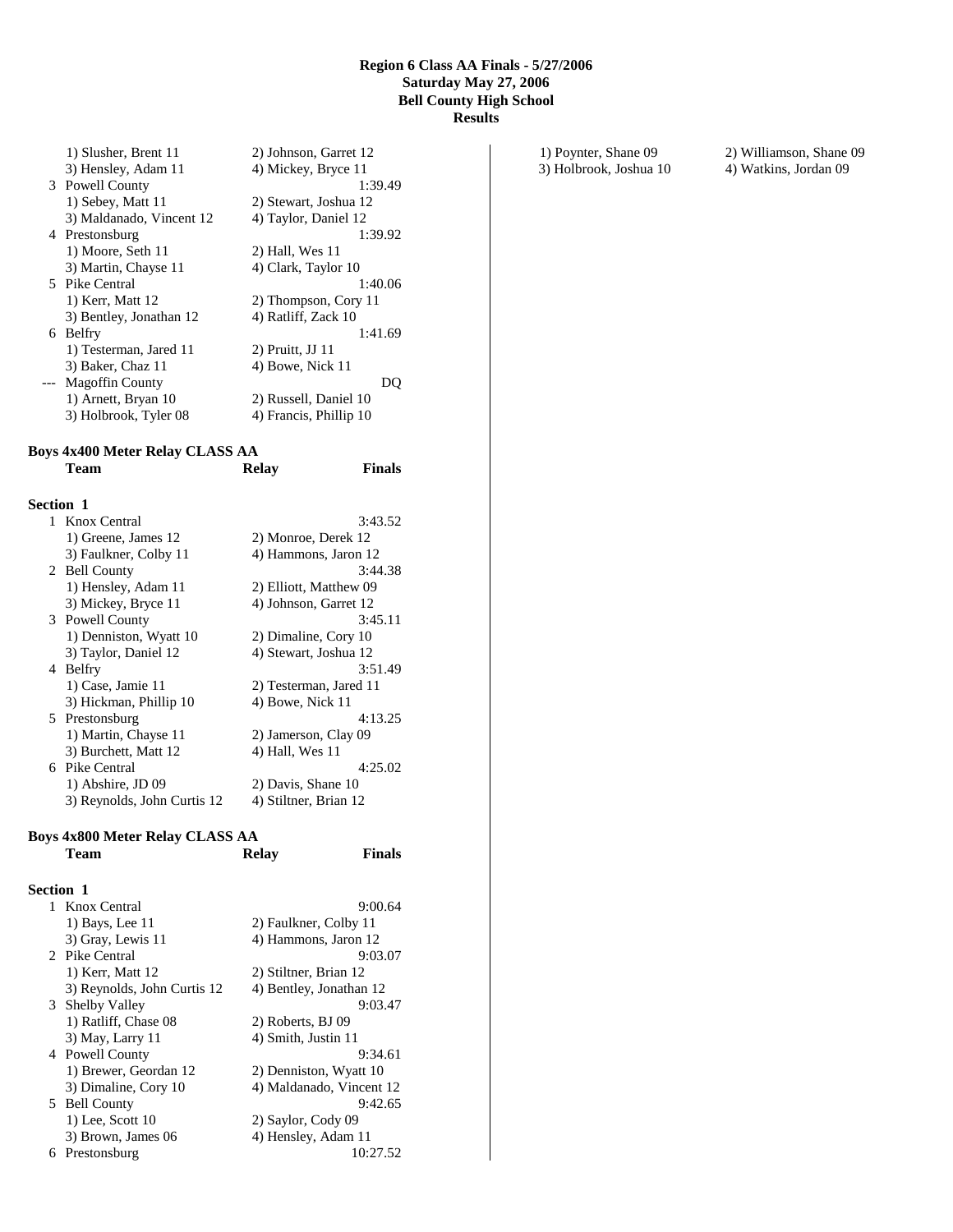# Region 6 Class AA Finals - 5/27/2006
**Saturday May 27, 2006**
**Bell County High School**
**Results**

| | | | |
|---|---|---|---|
| | 1) Slusher, Brent 11 | 2) Johnson, Garret 12 | |
| | 3) Hensley, Adam 11 | 4) Mickey, Bryce 11 | |
| 3 | Powell County | | 1:39.49 |
| | 1) Sebey, Matt 11 | 2) Stewart, Joshua 12 | |
| | 3) Maldanado, Vincent 12 | 4) Taylor, Daniel 12 | |
| 4 | Prestonsburg | | 1:39.92 |
| | 1) Moore, Seth 11 | 2) Hall, Wes 11 | |
| | 3) Martin, Chayse 11 | 4) Clark, Taylor 10 | |
| 5 | Pike Central | | 1:40.06 |
| | 1) Kerr, Matt 12 | 2) Thompson, Cory 11 | |
| | 3) Bentley, Jonathan 12 | 4) Ratliff, Zack 10 | |
| 6 | Belfry | | 1:41.69 |
| | 1) Testerman, Jared 11 | 2) Pruitt, JJ 11 | |
| | 3) Baker, Chaz 11 | 4) Bowe, Nick 11 | |
| --- | Magoffin County | | DQ |
| | 1) Arnett, Bryan 10 | 2) Russell, Daniel 10 | |
| | 3) Holbrook, Tyler 08 | 4) Francis, Phillip 10 | |

**Boys 4x400 Meter Relay CLASS AA**

| | Team | Relay | Finals |
|---|---|---|---|
| **Section 1** | | | |
| 1 | Knox Central | | 3:43.52 |
| | 1) Greene, James 12 | 2) Monroe, Derek 12 | |
| | 3) Faulkner, Colby 11 | 4) Hammons, Jaron 12 | |
| 2 | Bell County | | 3:44.38 |
| | 1) Hensley, Adam 11 | 2) Elliott, Matthew 09 | |
| | 3) Mickey, Bryce 11 | 4) Johnson, Garret 12 | |
| 3 | Powell County | | 3:45.11 |
| | 1) Denniston, Wyatt 10 | 2) Dimaline, Cory 10 | |
| | 3) Taylor, Daniel 12 | 4) Stewart, Joshua 12 | |
| 4 | Belfry | | 3:51.49 |
| | 1) Case, Jamie 11 | 2) Testerman, Jared 11 | |
| | 3) Hickman, Phillip 10 | 4) Bowe, Nick 11 | |
| 5 | Prestonsburg | | 4:13.25 |
| | 1) Martin, Chayse 11 | 2) Jamerson, Clay 09 | |
| | 3) Burchett, Matt 12 | 4) Hall, Wes 11 | |
| 6 | Pike Central | | 4:25.02 |
| | 1) Abshire, JD 09 | 2) Davis, Shane 10 | |
| | 3) Reynolds, John Curtis 12 | 4) Stiltner, Brian 12 | |

**Boys 4x800 Meter Relay CLASS AA**

| | Team | Relay | Finals |
|---|---|---|---|
| **Section 1** | | | |
| 1 | Knox Central | | 9:00.64 |
| | 1) Bays, Lee 11 | 2) Faulkner, Colby 11 | |
| | 3) Gray, Lewis 11 | 4) Hammons, Jaron 12 | |
| 2 | Pike Central | | 9:03.07 |
| | 1) Kerr, Matt 12 | 2) Stiltner, Brian 12 | |
| | 3) Reynolds, John Curtis 12 | 4) Bentley, Jonathan 12 | |
| 3 | Shelby Valley | | 9:03.47 |
| | 1) Ratliff, Chase 08 | 2) Roberts, BJ 09 | |
| | 3) May, Larry 11 | 4) Smith, Justin 11 | |
| 4 | Powell County | | 9:34.61 |
| | 1) Brewer, Geordan 12 | 2) Denniston, Wyatt 10 | |
| | 3) Dimaline, Cory 10 | 4) Maldanado, Vincent 12 | |
| 5 | Bell County | | 9:42.65 |
| | 1) Lee, Scott 10 | 2) Saylor, Cody 09 | |
| | 3) Brown, James 06 | 4) Hensley, Adam 11 | |
| 6 | Prestonsburg | | 10:27.52 |
| | 1) Poynter, Shane 09 | 2) Williamson, Shane 09 | |
| | 3) Holbrook, Joshua 10 | 4) Watkins, Jordan 09 | |